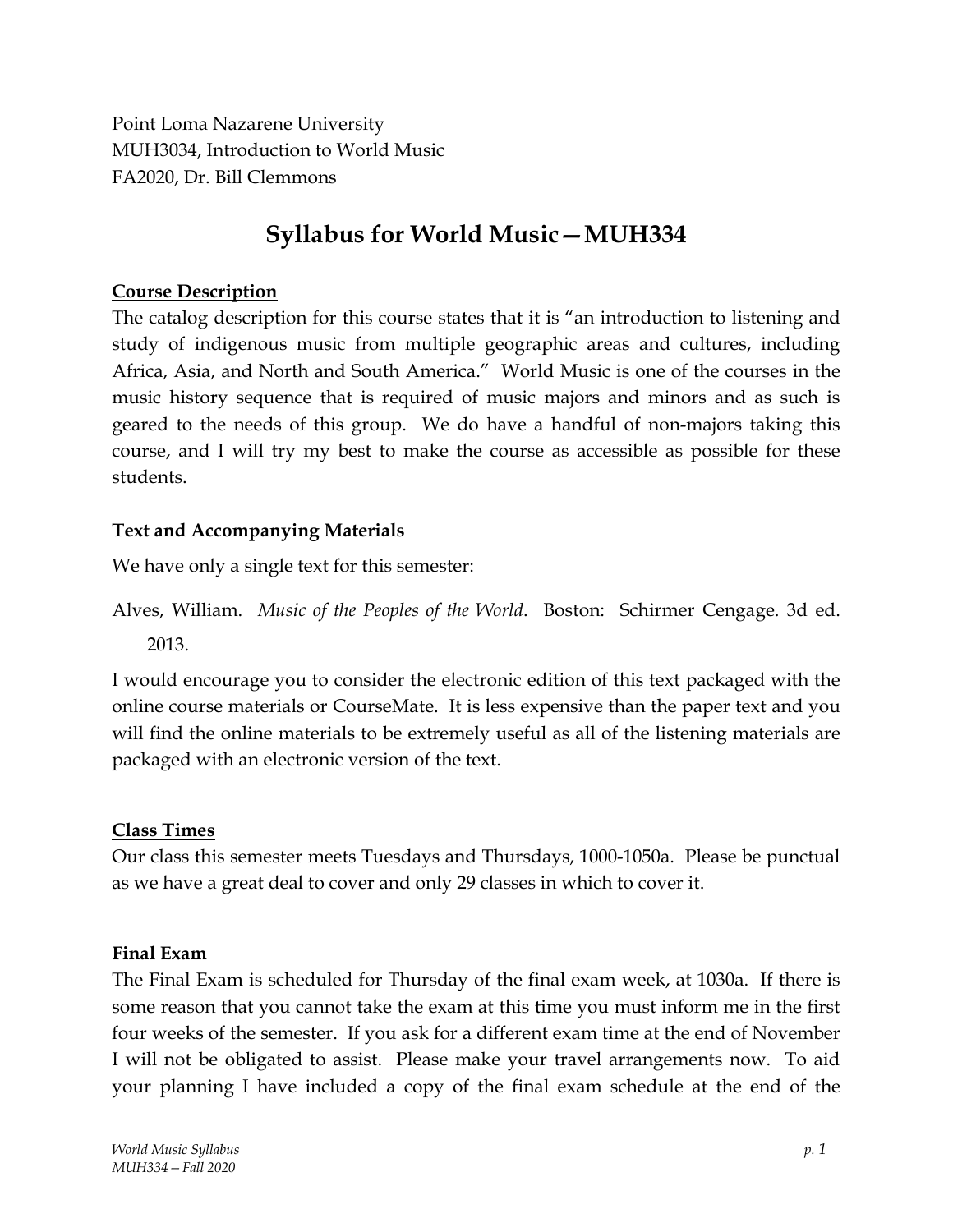Point Loma Nazarene University
MUH3034, Introduction to World Music
FA2020, Dr. Bill Clemmons

# Syllabus for World Music—MUH334

## Course Description

The catalog description for this course states that it is "an introduction to listening and study of indigenous music from multiple geographic areas and cultures, including Africa, Asia, and North and South America." World Music is one of the courses in the music history sequence that is required of music majors and minors and as such is geared to the needs of this group. We do have a handful of non-majors taking this course, and I will try my best to make the course as accessible as possible for these students.

## Text and Accompanying Materials

We have only a single text for this semester:

Alves, William. *Music of the Peoples of the World*. Boston: Schirmer Cengage. 3d ed. 2013.

I would encourage you to consider the electronic edition of this text packaged with the online course materials or CourseMate. It is less expensive than the paper text and you will find the online materials to be extremely useful as all of the listening materials are packaged with an electronic version of the text.

## Class Times

Our class this semester meets Tuesdays and Thursdays, 1000-1050a. Please be punctual as we have a great deal to cover and only 29 classes in which to cover it.

## Final Exam

The Final Exam is scheduled for Thursday of the final exam week, at 1030a. If there is some reason that you cannot take the exam at this time you must inform me in the first four weeks of the semester. If you ask for a different exam time at the end of November I will not be obligated to assist. Please make your travel arrangements now. To aid your planning I have included a copy of the final exam schedule at the end of the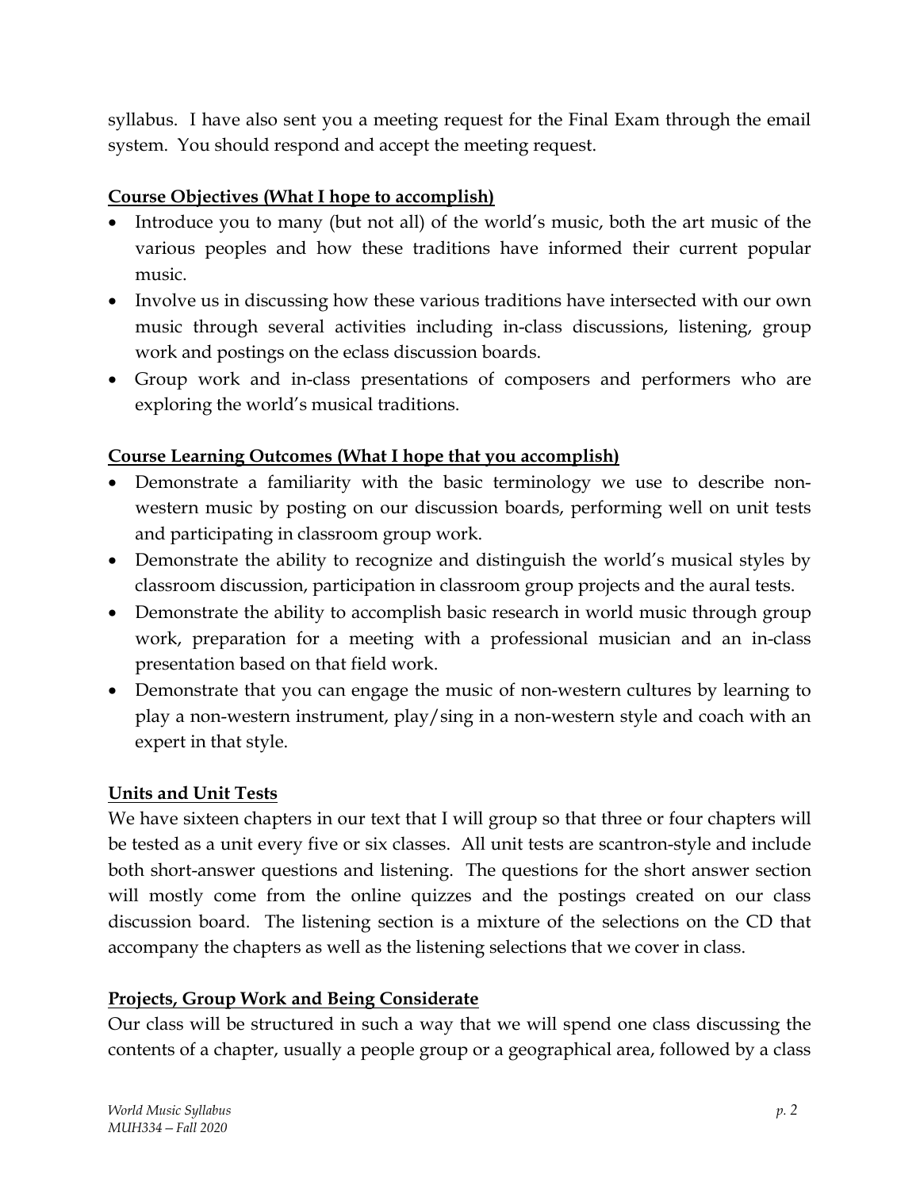syllabus. I have also sent you a meeting request for the Final Exam through the email system. You should respond and accept the meeting request.

**Course Objectives (What I hope to accomplish)**

- Introduce you to many (but not all) of the world's music, both the art music of the various peoples and how these traditions have informed their current popular music.
- Involve us in discussing how these various traditions have intersected with our own music through several activities including in-class discussions, listening, group work and postings on the eclass discussion boards.
- Group work and in-class presentations of composers and performers who are exploring the world's musical traditions.

**Course Learning Outcomes (What I hope that you accomplish)**

- Demonstrate a familiarity with the basic terminology we use to describe non-western music by posting on our discussion boards, performing well on unit tests and participating in classroom group work.
- Demonstrate the ability to recognize and distinguish the world's musical styles by classroom discussion, participation in classroom group projects and the aural tests.
- Demonstrate the ability to accomplish basic research in world music through group work, preparation for a meeting with a professional musician and an in-class presentation based on that field work.
- Demonstrate that you can engage the music of non-western cultures by learning to play a non-western instrument, play/sing in a non-western style and coach with an expert in that style.

**Units and Unit Tests**

We have sixteen chapters in our text that I will group so that three or four chapters will be tested as a unit every five or six classes. All unit tests are scantron-style and include both short-answer questions and listening. The questions for the short answer section will mostly come from the online quizzes and the postings created on our class discussion board. The listening section is a mixture of the selections on the CD that accompany the chapters as well as the listening selections that we cover in class.

**Projects, Group Work and Being Considerate**

Our class will be structured in such a way that we will spend one class discussing the contents of a chapter, usually a people group or a geographical area, followed by a class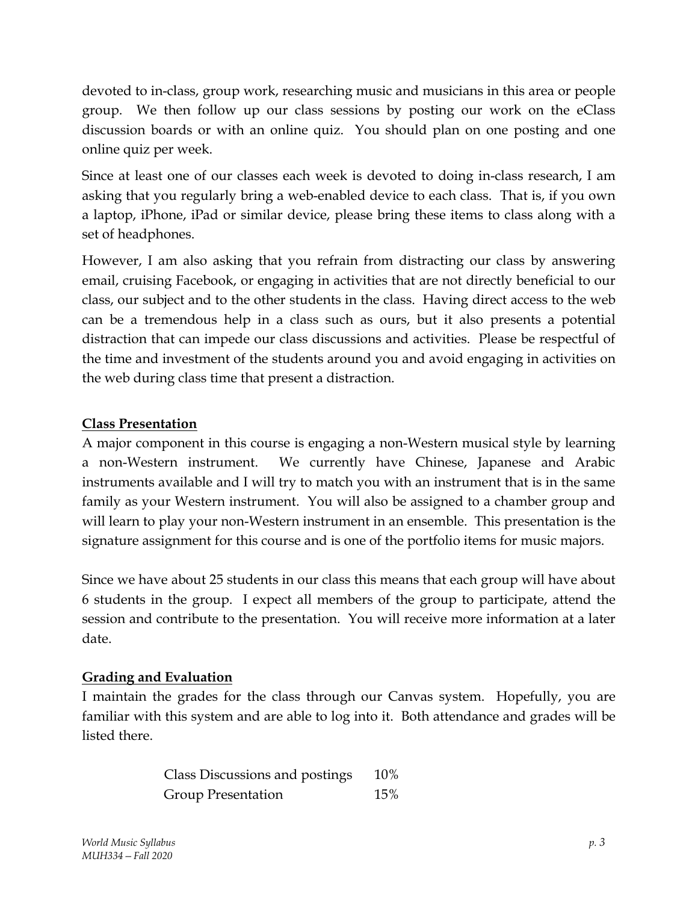devoted to in-class, group work, researching music and musicians in this area or people group. We then follow up our class sessions by posting our work on the eClass discussion boards or with an online quiz. You should plan on one posting and one online quiz per week.

Since at least one of our classes each week is devoted to doing in-class research, I am asking that you regularly bring a web-enabled device to each class. That is, if you own a laptop, iPhone, iPad or similar device, please bring these items to class along with a set of headphones.

However, I am also asking that you refrain from distracting our class by answering email, cruising Facebook, or engaging in activities that are not directly beneficial to our class, our subject and to the other students in the class. Having direct access to the web can be a tremendous help in a class such as ours, but it also presents a potential distraction that can impede our class discussions and activities. Please be respectful of the time and investment of the students around you and avoid engaging in activities on the web during class time that present a distraction.

## Class Presentation

A major component in this course is engaging a non-Western musical style by learning a non-Western instrument. We currently have Chinese, Japanese and Arabic instruments available and I will try to match you with an instrument that is in the same family as your Western instrument. You will also be assigned to a chamber group and will learn to play your non-Western instrument in an ensemble. This presentation is the signature assignment for this course and is one of the portfolio items for music majors.

Since we have about 25 students in our class this means that each group will have about 6 students in the group. I expect all members of the group to participate, attend the session and contribute to the presentation. You will receive more information at a later date.

## Grading and Evaluation

I maintain the grades for the class through our Canvas system. Hopefully, you are familiar with this system and are able to log into it. Both attendance and grades will be listed there.

| | |
|---|---|
| Class Discussions and postings | 10% |
| Group Presentation | 15% |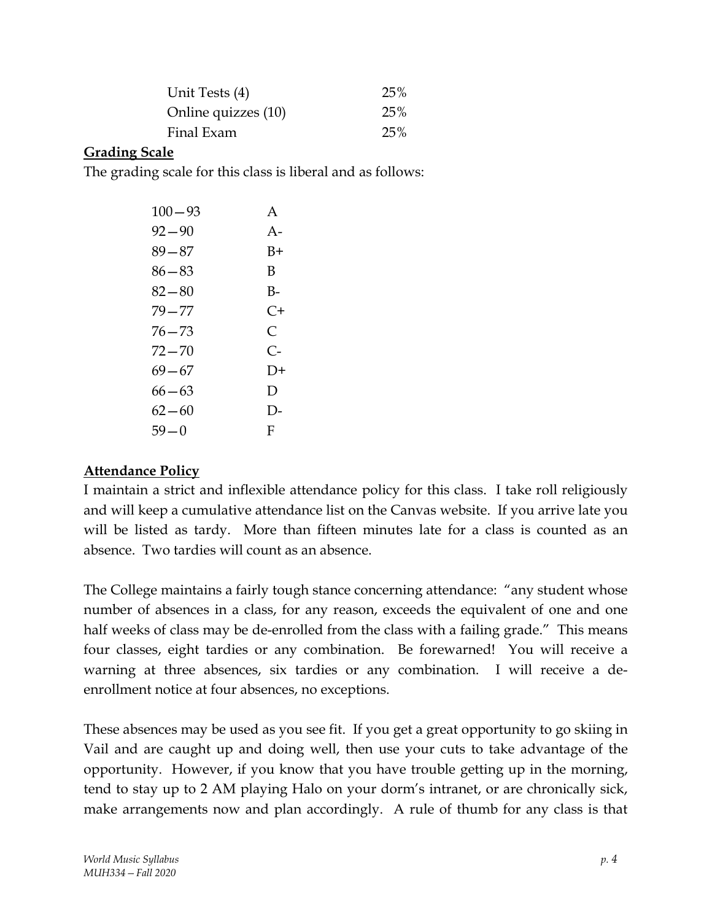| | |
|---|---|
| Unit Tests (4) | 25% |
| Online quizzes (10) | 25% |
| Final Exam | 25% |

**Grading Scale**

The grading scale for this class is liberal and as follows:

| | |
|---|---|
| 100—93 | A |
| 92—90 | A- |
| 89—87 | B+ |
| 86—83 | B |
| 82—80 | B- |
| 79—77 | C+ |
| 76—73 | C |
| 72—70 | C- |
| 69—67 | D+ |
| 66—63 | D |
| 62—60 | D- |
| 59—0 | F |

**Attendance Policy**

I maintain a strict and inflexible attendance policy for this class. I take roll religiously and will keep a cumulative attendance list on the Canvas website. If you arrive late you will be listed as tardy. More than fifteen minutes late for a class is counted as an absence. Two tardies will count as an absence.

The College maintains a fairly tough stance concerning attendance: "any student whose number of absences in a class, for any reason, exceeds the equivalent of one and one half weeks of class may be de-enrolled from the class with a failing grade." This means four classes, eight tardies or any combination. Be forewarned! You will receive a warning at three absences, six tardies or any combination. I will receive a de-enrollment notice at four absences, no exceptions.

These absences may be used as you see fit. If you get a great opportunity to go skiing in Vail and are caught up and doing well, then use your cuts to take advantage of the opportunity. However, if you know that you have trouble getting up in the morning, tend to stay up to 2 AM playing Halo on your dorm's intranet, or are chronically sick, make arrangements now and plan accordingly. A rule of thumb for any class is that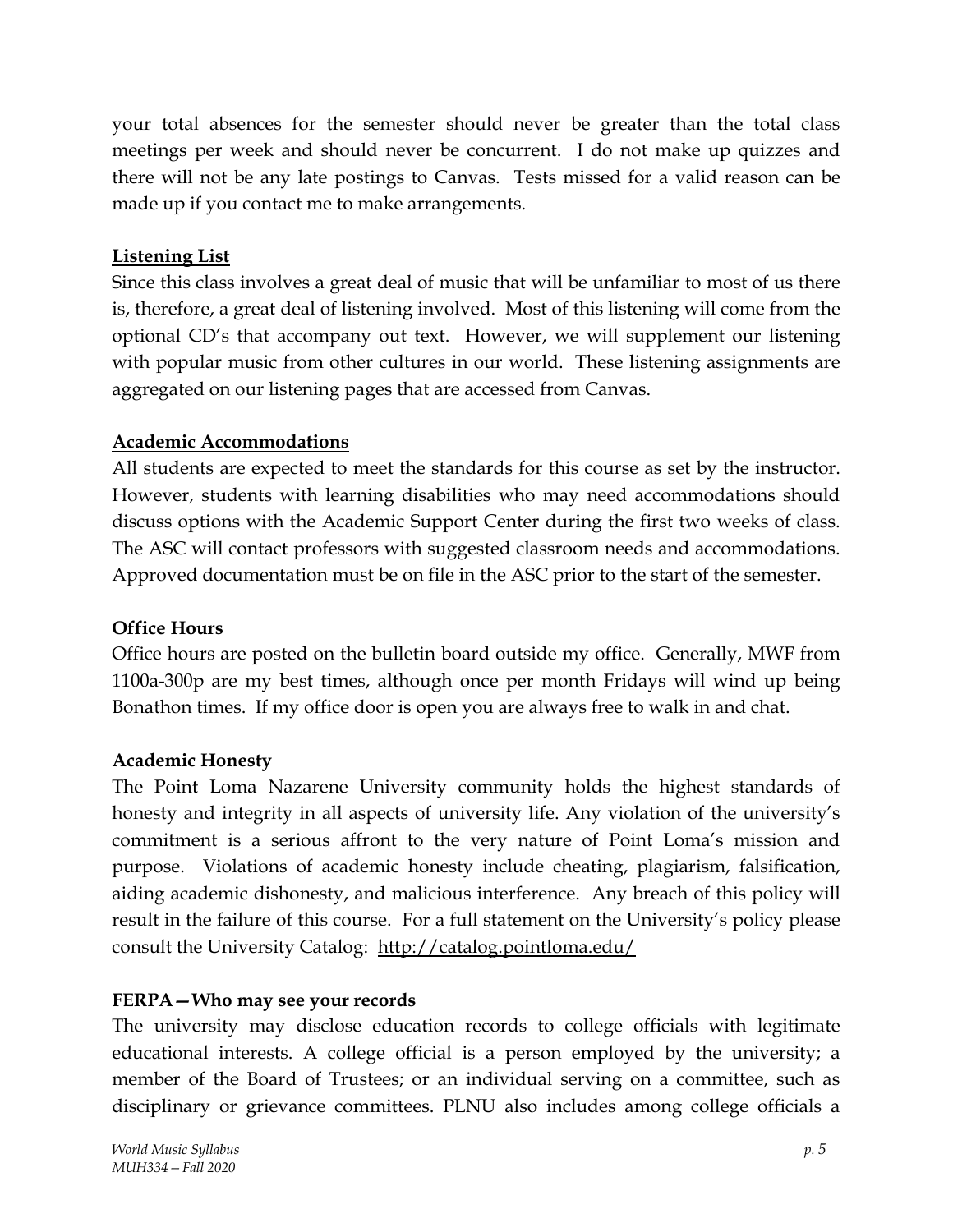your total absences for the semester should never be greater than the total class meetings per week and should never be concurrent. I do not make up quizzes and there will not be any late postings to Canvas. Tests missed for a valid reason can be made up if you contact me to make arrangements.

**Listening List**

Since this class involves a great deal of music that will be unfamiliar to most of us there is, therefore, a great deal of listening involved. Most of this listening will come from the optional CD's that accompany out text. However, we will supplement our listening with popular music from other cultures in our world. These listening assignments are aggregated on our listening pages that are accessed from Canvas.

**Academic Accommodations**

All students are expected to meet the standards for this course as set by the instructor. However, students with learning disabilities who may need accommodations should discuss options with the Academic Support Center during the first two weeks of class. The ASC will contact professors with suggested classroom needs and accommodations. Approved documentation must be on file in the ASC prior to the start of the semester.

**Office Hours**

Office hours are posted on the bulletin board outside my office. Generally, MWF from 1100a-300p are my best times, although once per month Fridays will wind up being Bonathon times. If my office door is open you are always free to walk in and chat.

**Academic Honesty**

The Point Loma Nazarene University community holds the highest standards of honesty and integrity in all aspects of university life. Any violation of the university's commitment is a serious affront to the very nature of Point Loma's mission and purpose. Violations of academic honesty include cheating, plagiarism, falsification, aiding academic dishonesty, and malicious interference. Any breach of this policy will result in the failure of this course. For a full statement on the University's policy please consult the University Catalog: http://catalog.pointloma.edu/

**FERPA—Who may see your records**

The university may disclose education records to college officials with legitimate educational interests. A college official is a person employed by the university; a member of the Board of Trustees; or an individual serving on a committee, such as disciplinary or grievance committees. PLNU also includes among college officials a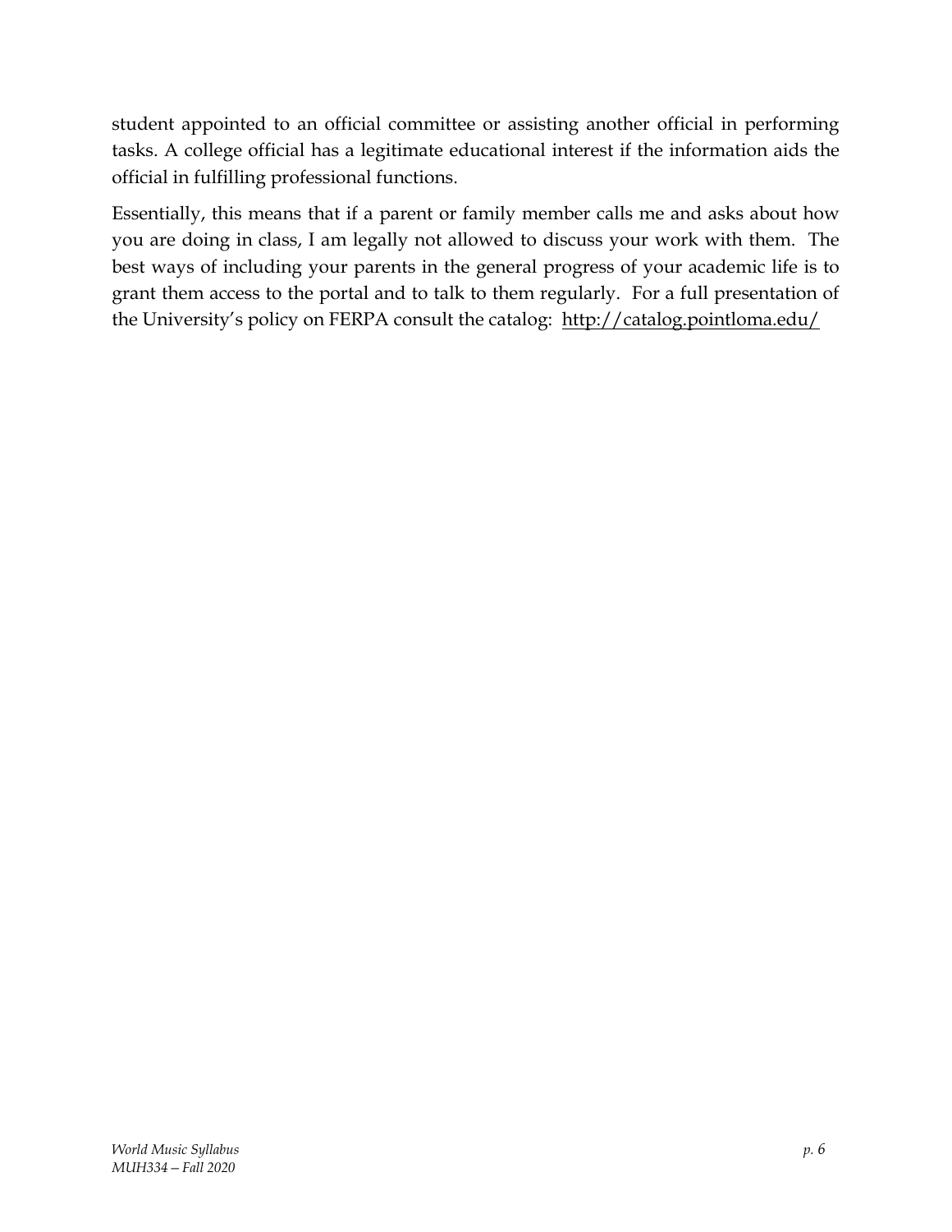student appointed to an official committee or assisting another official in performing tasks. A college official has a legitimate educational interest if the information aids the official in fulfilling professional functions.

Essentially, this means that if a parent or family member calls me and asks about how you are doing in class, I am legally not allowed to discuss your work with them. The best ways of including your parents in the general progress of your academic life is to grant them access to the portal and to talk to them regularly. For a full presentation of the University's policy on FERPA consult the catalog: http://catalog.pointloma.edu/